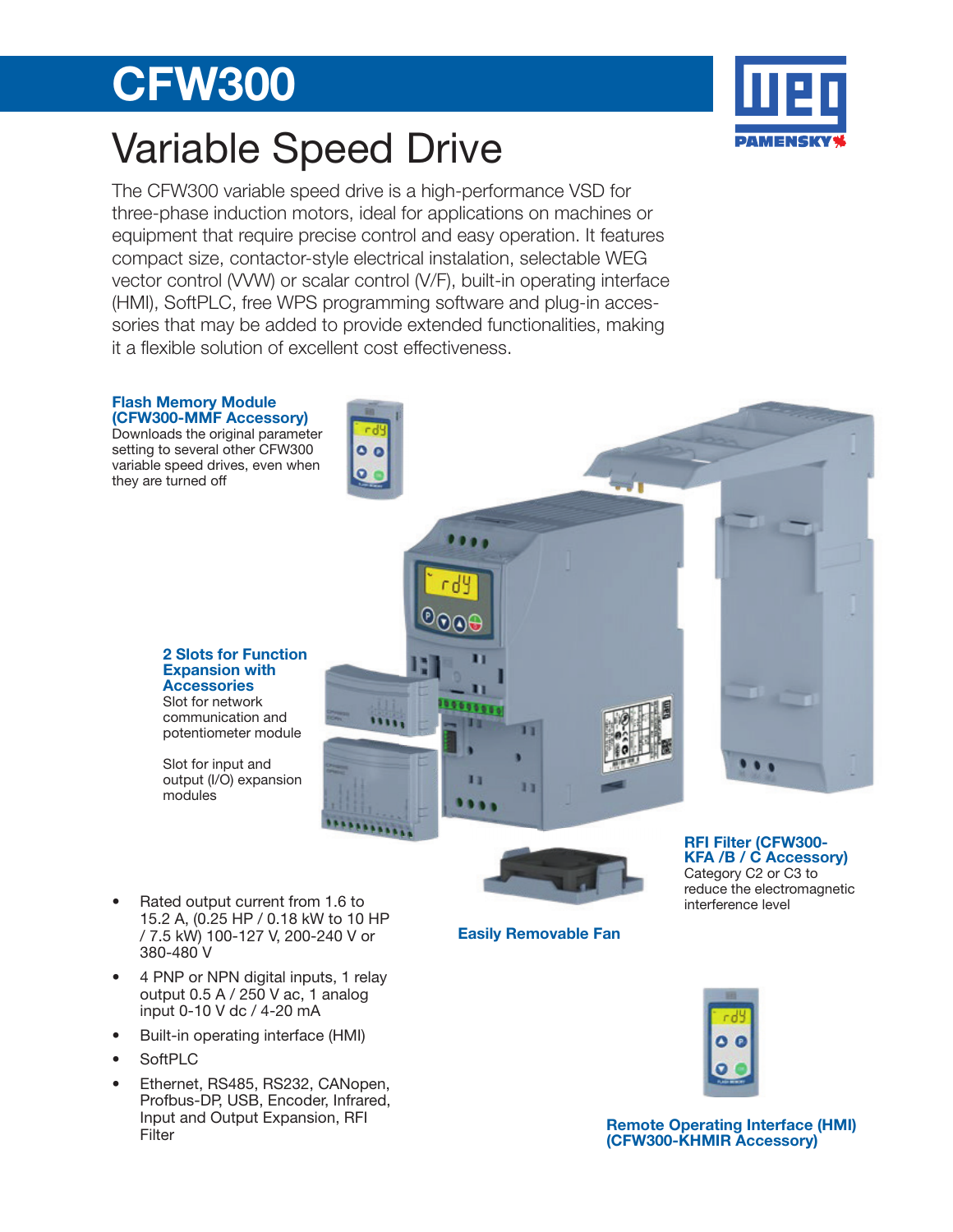# CFW300

## Variable Speed Drive

The CFW300 variable speed drive is a high-performance VSD for three-phase induction motors, ideal for applications on machines or equipment that require precise control and easy operation. It features compact size, contactor-style electrical instalation, selectable WEG vector control (VVW) or scalar control (V/F), built-in operating interface (HMI), SoftPLC, free WPS programming software and plug-in accessories that may be added to provide extended functionalities, making it a flexible solution of excellent cost effectiveness.

**Flash Memory Module (CFW300-MMF Accessory)**
Downloads the original parameter setting to several other CFW300 variable speed drives, even when they are turned off

**2 Slots for Function Expansion with Accessories**
Slot for network communication and potentiometer module

Slot for input and output (I/O) expansion modules

**RFI Filter (CFW300-KFA /B / C Accessory)**
Category C2 or C3 to reduce the electromagnetic interference level

**Easily Removable Fan**

- Rated output current from 1.6 to 15.2 A, (0.25 HP / 0.18 kW to 10 HP / 7.5 kW) 100-127 V, 200-240 V or 380-480 V
- 4 PNP or NPN digital inputs, 1 relay output 0.5 A / 250 V ac, 1 analog input 0-10 V dc / 4-20 mA
- Built-in operating interface (HMI)
- SoftPLC
- Ethernet, RS485, RS232, CANopen, Profbus-DP, USB, Encoder, Infrared, Input and Output Expansion, RFI Filter

**Remote Operating Interface (HMI) (CFW300-KHMIR Accessory)**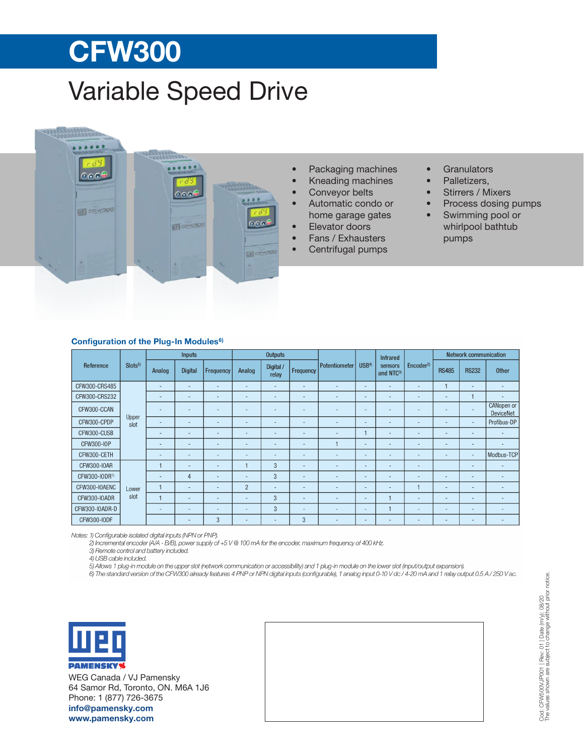# CFW300

## Variable Speed Drive

- Packaging machines
- Kneading machines
- Conveyor belts
- Automatic condo or home garage gates
- Elevator doors
- Fans / Exhausters
- Centrifugal pumps
- Granulators
- Palletizers,
- Stirrers / Mixers
- Process dosing pumps
- Swimming pool or whirlpool bathtub pumps

### Configuration of the Plug-In Modules[6)]

| Reference | Slots[5)] | Inputs | | | Outputs | | | Potentiometer | USB[4)] | Infrared sensors and NTC[3)] | Encoder[2)] | Network communication | | |
|---|---|---|---|---|---|---|---|---|---|---|---|---|---|---|
| | | Analog | Digital | Frequency | Analog | Digital / relay | Frequency | | | | | RS485 | RS232 | Other |
| CFW300-CRS485 | Upper slot | - | - | - | - | - | - | - | - | - | - | 1 | - | - |
| CFW300-CRS232 | | - | - | - | - | - | - | - | - | - | - | - | 1 | - |
| CFW300-CCAN | | - | - | - | - | - | - | - | - | - | - | - | - | CANopen or DeviceNet |
| CFW300-CPDP | | - | - | - | - | - | - | - | - | - | - | - | - | Profibus-DP |
| CFW300-CUSB | | - | - | - | - | - | - | - | 1 | - | - | - | - | - |
| CFW300-IOP | | - | - | - | - | - | - | 1 | - | - | - | - | - | - |
| CFW300-CETH | | - | - | - | - | - | - | - | - | - | - | - | - | Modbus-TCP |
| CFW300-IOAR | Lower slot | 1 | - | - | 1 | 3 | - | - | - | - | - | - | - | - |
| CFW300-IODR[1)] | | - | 4 | - | - | 3 | - | - | - | - | - | - | - | - |
| CFW300-IOAENC | | 1 | - | - | 2 | - | - | - | - | - | 1 | - | - | - |
| CFW300-IOADR | | 1 | - | - | - | 3 | - | - | - | 1 | - | - | - | - |
| CFW300-IOADR-D | | - | - | - | - | 3 | - | - | - | 1 | - | - | - | - |
| CFW300-IODF | | | - | 3 | - | - | 3 | - | - | - | - | - | - | - |

*Notes: 1) Configurable isolated digital inputs (NPN or PNP).*
*2) Incremental encoder (A/A - B/B), power supply of +5 V @ 100 mA for the encoder, maximum frequency of 400 kHz.*
*3) Remote control and battery included.*
*4) USB cable included.*
*5) Allows 1 plug-in module on the upper slot (network communication or accessibility) and 1 plug-in module on the lower slot (input/output expansion).*
*6) The standard version of the CFW300 already features 4 PNP or NPN digital inputs (configurable), 1 analog input 0-10 V dc / 4-20 mA and 1 relay output 0.5 A / 250 V ac.*

WEG PAMENSKY

WEG Canada / VJ Pamensky
64 Samor Rd, Toronto, ON. M6A 1J6
Phone: 1 (877) 726-3675
**info@pamensky.com**
**www.pamensky.com**

Cod: CFW500VJP001 | Rev: 01 | Date (m/y): 08/20
The values shown are subject to change without prior notice.